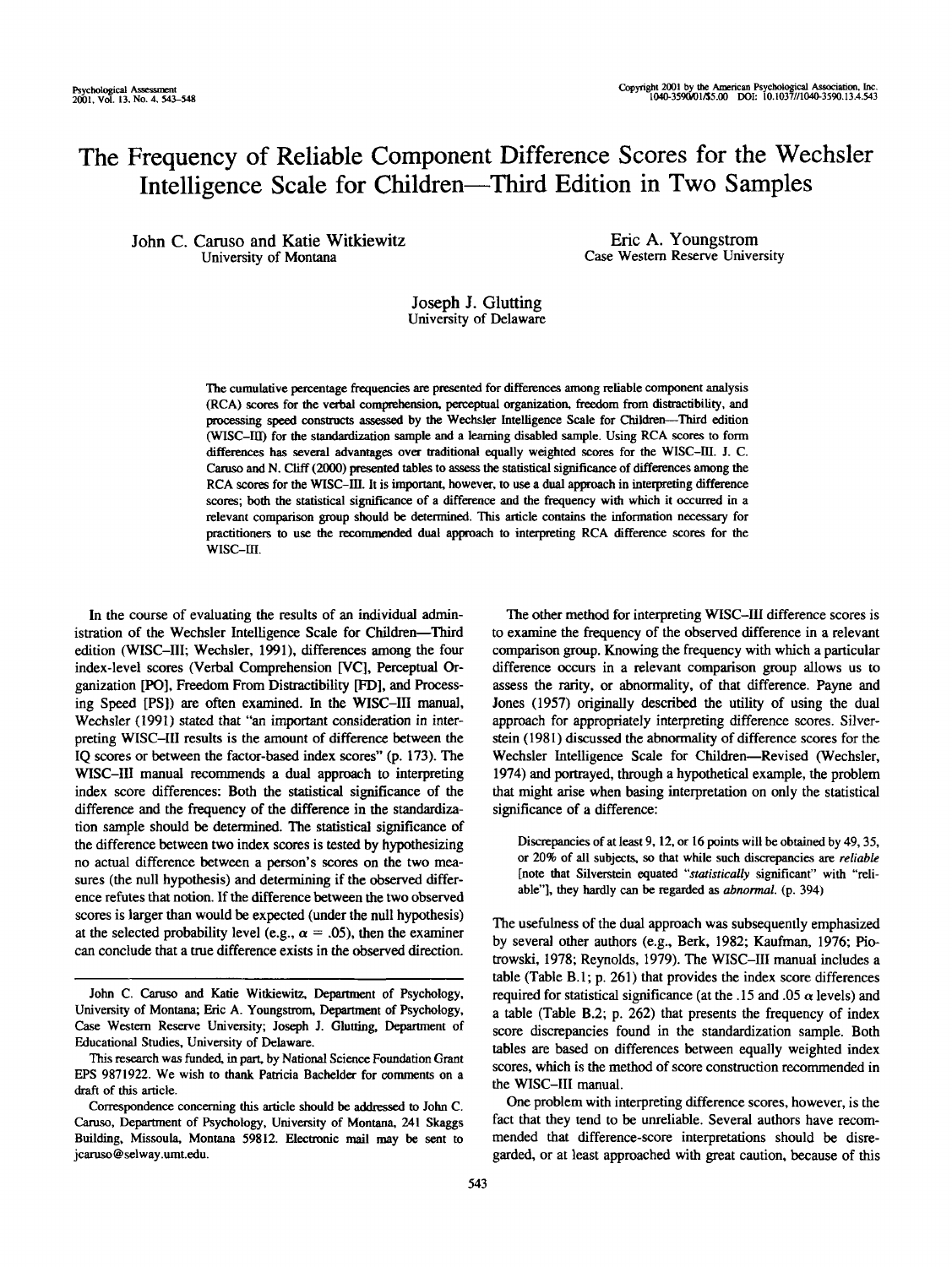# The Frequency of Reliable Component Difference Scores for the Wechsler Intelligence Scale for Children—Third Edition in Two Samples

John C. Caruso and Katie Witkiewitz
University of Montana

Eric A. Youngstrom
Case Western Reserve University

Joseph J. Glutting
University of Delaware

The cumulative percentage frequencies are presented for differences among reliable component analysis (RCA) scores for the verbal comprehension, perceptual organization, freedom from distractibility, and processing speed constructs assessed by the Wechsler Intelligence Scale for Children—Third edition (WISC–III) for the standardization sample and a learning disabled sample. Using RCA scores to form differences has several advantages over traditional equally weighted scores for the WISC–III. J. C. Caruso and N. Cliff (2000) presented tables to assess the statistical significance of differences among the RCA scores for the WISC–III. It is important, however, to use a dual approach in interpreting difference scores; both the statistical significance of a difference and the frequency with which it occurred in a relevant comparison group should be determined. This article contains the information necessary for practitioners to use the recommended dual approach to interpreting RCA difference scores for the WISC–III.

In the course of evaluating the results of an individual administration of the Wechsler Intelligence Scale for Children—Third edition (WISC–III; Wechsler, 1991), differences among the four index-level scores (Verbal Comprehension [VC], Perceptual Organization [PO], Freedom From Distractibility [FD], and Processing Speed [PS]) are often examined. In the WISC–III manual, Wechsler (1991) stated that "an important consideration in interpreting WISC–III results is the amount of difference between the IQ scores or between the factor-based index scores" (p. 173). The WISC–III manual recommends a dual approach to interpreting index score differences: Both the statistical significance of the difference and the frequency of the difference in the standardization sample should be determined. The statistical significance of the difference between two index scores is tested by hypothesizing no actual difference between a person's scores on the two measures (the null hypothesis) and determining if the observed difference refutes that notion. If the difference between the two observed scores is larger than would be expected (under the null hypothesis) at the selected probability level (e.g., $\alpha = .05$), then the examiner can conclude that a true difference exists in the observed direction.

The other method for interpreting WISC–III difference scores is to examine the frequency of the observed difference in a relevant comparison group. Knowing the frequency with which a particular difference occurs in a relevant comparison group allows us to assess the rarity, or abnormality, of that difference. Payne and Jones (1957) originally described the utility of using the dual approach for appropriately interpreting difference scores. Silverstein (1981) discussed the abnormality of difference scores for the Wechsler Intelligence Scale for Children—Revised (Wechsler, 1974) and portrayed, through a hypothetical example, the problem that might arise when basing interpretation on only the statistical significance of a difference:

> Discrepancies of at least 9, 12, or 16 points will be obtained by 49, 35, or 20% of all subjects, so that while such discrepancies are *reliable* [note that Silverstein equated "*statistically* significant" with "reliable"], they hardly can be regarded as *abnormal*. (p. 394)

The usefulness of the dual approach was subsequently emphasized by several other authors (e.g., Berk, 1982; Kaufman, 1976; Piotrowski, 1978; Reynolds, 1979). The WISC–III manual includes a table (Table B.1; p. 261) that provides the index score differences required for statistical significance (at the .15 and .05 $\alpha$ levels) and a table (Table B.2; p. 262) that presents the frequency of index score discrepancies found in the standardization sample. Both tables are based on differences between equally weighted index scores, which is the method of score construction recommended in the WISC–III manual.

One problem with interpreting difference scores, however, is the fact that they tend to be unreliable. Several authors have recommended that difference-score interpretations should be disregarded, or at least approached with great caution, because of this

---

John C. Caruso and Katie Witkiewitz, Department of Psychology, University of Montana; Eric A. Youngstrom, Department of Psychology, Case Western Reserve University; Joseph J. Glutting, Department of Educational Studies, University of Delaware.

This research was funded, in part, by National Science Foundation Grant EPS 9871922. We wish to thank Patricia Bachelder for comments on a draft of this article.

Correspondence concerning this article should be addressed to John C. Caruso, Department of Psychology, University of Montana, 241 Skaggs Building, Missoula, Montana 59812. Electronic mail may be sent to jcaruso@selway.umt.edu.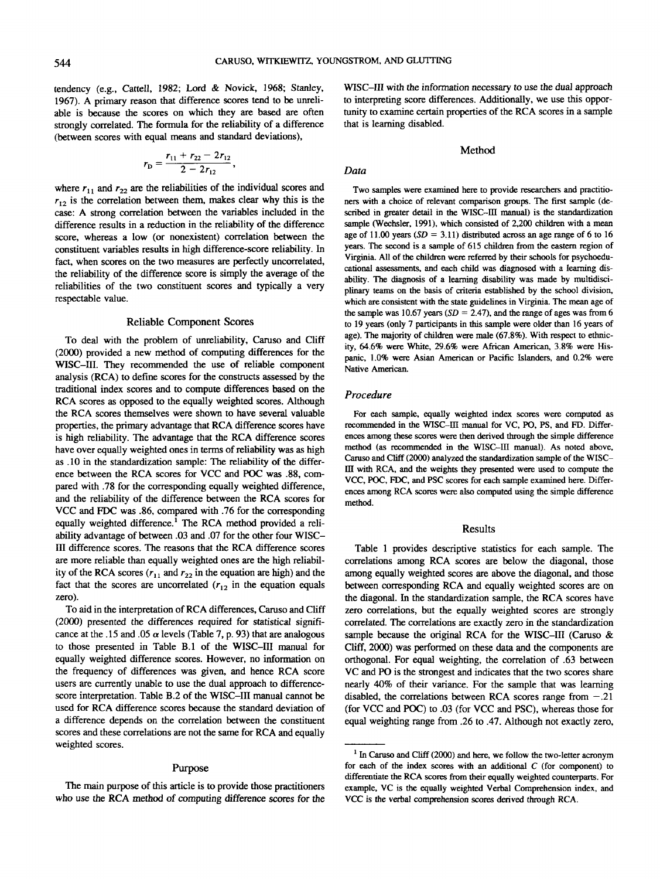tendency (e.g., Cattell, 1982; Lord & Novick, 1968; Stanley, 1967). A primary reason that difference scores tend to be unreliable is because the scores on which they are based are often strongly correlated. The formula for the reliability of a difference (between scores with equal means and standard deviations),

$$r_D = \frac{r_{11} + r_{22} - 2r_{12}}{2 - 2r_{12}},$$

where $r_{11}$ and $r_{22}$ are the reliabilities of the individual scores and $r_{12}$ is the correlation between them, makes clear why this is the case: A strong correlation between the variables included in the difference results in a reduction in the reliability of the difference score, whereas a low (or nonexistent) correlation between the constituent variables results in high difference-score reliability. In fact, when scores on the two measures are perfectly uncorrelated, the reliability of the difference score is simply the average of the reliabilities of the two constituent scores and typically a very respectable value.

## Reliable Component Scores

To deal with the problem of unreliability, Caruso and Cliff (2000) provided a new method of computing differences for the WISC–III. They recommended the use of reliable component analysis (RCA) to define scores for the constructs assessed by the traditional index scores and to compute differences based on the RCA scores as opposed to the equally weighted scores. Although the RCA scores themselves were shown to have several valuable properties, the primary advantage that RCA difference scores have is high reliability. The advantage that the RCA difference scores have over equally weighted ones in terms of reliability was as high as .10 in the standardization sample: The reliability of the difference between the RCA scores for VCC and POC was .88, compared with .78 for the corresponding equally weighted difference, and the reliability of the difference between the RCA scores for VCC and FDC was .86, compared with .76 for the corresponding equally weighted difference.[1] The RCA method provided a reliability advantage of between .03 and .07 for the other four WISC–III difference scores. The reasons that the RCA difference scores are more reliable than equally weighted ones are the high reliability of the RCA scores ($r_{11}$ and $r_{22}$ in the equation are high) and the fact that the scores are uncorrelated ($r_{12}$ in the equation equals zero).

To aid in the interpretation of RCA differences, Caruso and Cliff (2000) presented the differences required for statistical significance at the .15 and .05 α levels (Table 7, p. 93) that are analogous to those presented in Table B.1 of the WISC–III manual for equally weighted difference scores. However, no information on the frequency of differences was given, and hence RCA score users are currently unable to use the dual approach to difference-score interpretation. Table B.2 of the WISC–III manual cannot be used for RCA difference scores because the standard deviation of a difference depends on the correlation between the constituent scores and these correlations are not the same for RCA and equally weighted scores.

## Purpose

The main purpose of this article is to provide those practitioners who use the RCA method of computing difference scores for the WISC–III with the information necessary to use the dual approach to interpreting score differences. Additionally, we use this opportunity to examine certain properties of the RCA scores in a sample that is learning disabled.

## Method

### *Data*

Two samples were examined here to provide researchers and practitioners with a choice of relevant comparison groups. The first sample (described in greater detail in the WISC–III manual) is the standardization sample (Wechsler, 1991), which consisted of 2,200 children with a mean age of 11.00 years (*SD* = 3.11) distributed across an age range of 6 to 16 years. The second is a sample of 615 children from the eastern region of Virginia. All of the children were referred by their schools for psychoeducational assessments, and each child was diagnosed with a learning disability. The diagnosis of a learning disability was made by multidisciplinary teams on the basis of criteria established by the school division, which are consistent with the state guidelines in Virginia. The mean age of the sample was 10.67 years (*SD* = 2.47), and the range of ages was from 6 to 19 years (only 7 participants in this sample were older than 16 years of age). The majority of children were male (67.8%). With respect to ethnicity, 64.6% were White, 29.6% were African American, 3.8% were Hispanic, 1.0% were Asian American or Pacific Islanders, and 0.2% were Native American.

### *Procedure*

For each sample, equally weighted index scores were computed as recommended in the WISC–III manual for VC, PO, PS, and FD. Differences among these scores were then derived through the simple difference method (as recommended in the WISC–III manual). As noted above, Caruso and Cliff (2000) analyzed the standardization sample of the WISC–III with RCA, and the weights they presented were used to compute the VCC, POC, FDC, and PSC scores for each sample examined here. Differences among RCA scores were also computed using the simple difference method.

## Results

Table 1 provides descriptive statistics for each sample. The correlations among RCA scores are below the diagonal, those among equally weighted scores are above the diagonal, and those between corresponding RCA and equally weighted scores are on the diagonal. In the standardization sample, the RCA scores have zero correlations, but the equally weighted scores are strongly correlated. The correlations are exactly zero in the standardization sample because the original RCA for the WISC–III (Caruso & Cliff, 2000) was performed on these data and the components are orthogonal. For equal weighting, the correlation of .63 between VC and PO is the strongest and indicates that the two scores share nearly 40% of their variance. For the sample that was learning disabled, the correlations between RCA scores range from −.21 (for VCC and POC) to .03 (for VCC and PSC), whereas those for equal weighting range from .26 to .47. Although not exactly zero,

[1] In Caruso and Cliff (2000) and here, we follow the two-letter acronym for each of the index scores with an additional *C* (for component) to differentiate the RCA scores from their equally weighted counterparts. For example, VC is the equally weighted Verbal Comprehension index, and VCC is the verbal comprehension scores derived through RCA.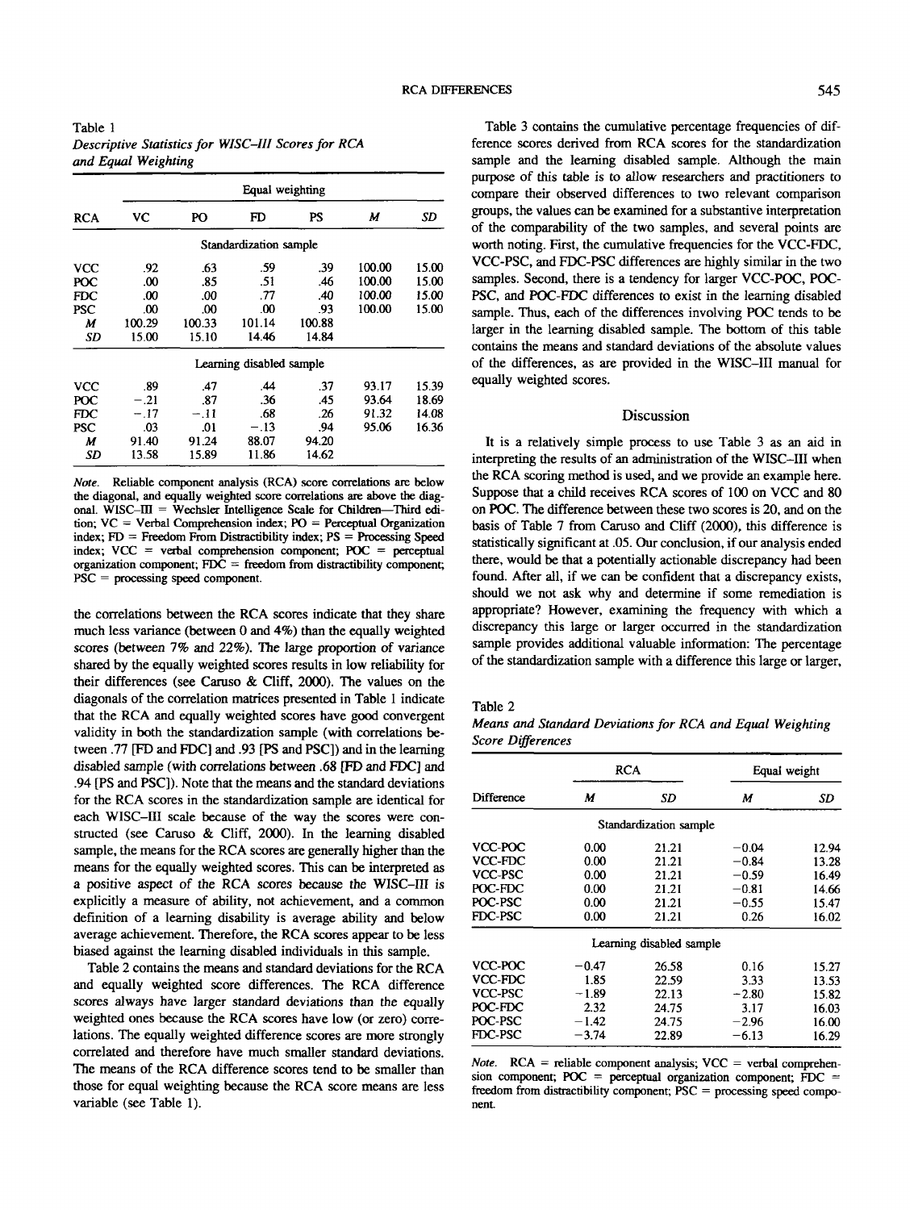Table 1
*Descriptive Statistics for WISC–III Scores for RCA and Equal Weighting*

| RCA | VC | PO | FD | PS | *M* | *SD* |
|---|---|---|---|---|---|---|
| | Equal weighting | | | | | |
| | Standardization sample | | | | | |
| VCC | .92 | .63 | .59 | .39 | 100.00 | 15.00 |
| POC | .00 | .85 | .51 | .46 | 100.00 | 15.00 |
| FDC | .00 | .00 | .77 | .40 | 100.00 | 15.00 |
| PSC | .00 | .00 | .00 | .93 | 100.00 | 15.00 |
| *M* | 100.29 | 100.33 | 101.14 | 100.88 | | |
| *SD* | 15.00 | 15.10 | 14.46 | 14.84 | | |
| | Learning disabled sample | | | | | |
| VCC | .89 | .47 | .44 | .37 | 93.17 | 15.39 |
| POC | −.21 | .87 | .36 | .45 | 93.64 | 18.69 |
| FDC | −.17 | −.11 | .68 | .26 | 91.32 | 14.08 |
| PSC | .03 | .01 | −.13 | .94 | 95.06 | 16.36 |
| *M* | 91.40 | 91.24 | 88.07 | 94.20 | | |
| *SD* | 13.58 | 15.89 | 11.86 | 14.62 | | |

*Note.* Reliable component analysis (RCA) score correlations are below the diagonal, and equally weighted score correlations are above the diagonal. WISC–III = Wechsler Intelligence Scale for Children—Third edition; VC = Verbal Comprehension index; PO = Perceptual Organization index; FD = Freedom From Distractibility index; PS = Processing Speed index; VCC = verbal comprehension component; POC = perceptual organization component; FDC = freedom from distractibility component; PSC = processing speed component.

the correlations between the RCA scores indicate that they share much less variance (between 0 and 4%) than the equally weighted scores (between 7% and 22%). The large proportion of variance shared by the equally weighted scores results in low reliability for their differences (see Caruso & Cliff, 2000). The values on the diagonals of the correlation matrices presented in Table 1 indicate that the RCA and equally weighted scores have good convergent validity in both the standardization sample (with correlations between .77 [FD and FDC] and .93 [PS and PSC]) and in the learning disabled sample (with correlations between .68 [FD and FDC] and .94 [PS and PSC]). Note that the means and the standard deviations for the RCA scores in the standardization sample are identical for each WISC–III scale because of the way the scores were constructed (see Caruso & Cliff, 2000). In the learning disabled sample, the means for the RCA scores are generally higher than the means for the equally weighted scores. This can be interpreted as a positive aspect of the RCA scores because the WISC–III is explicitly a measure of ability, not achievement, and a common definition of a learning disability is average ability and below average achievement. Therefore, the RCA scores appear to be less biased against the learning disabled individuals in this sample.

Table 2 contains the means and standard deviations for the RCA and equally weighted score differences. The RCA difference scores always have larger standard deviations than the equally weighted ones because the RCA scores have low (or zero) correlations. The equally weighted difference scores are more strongly correlated and therefore have much smaller standard deviations. The means of the RCA difference scores tend to be smaller than those for equal weighting because the RCA score means are less variable (see Table 1).

Table 3 contains the cumulative percentage frequencies of difference scores derived from RCA scores for the standardization sample and the learning disabled sample. Although the main purpose of this table is to allow researchers and practitioners to compare their observed differences to two relevant comparison groups, the values can be examined for a substantive interpretation of the comparability of the two samples, and several points are worth noting. First, the cumulative frequencies for the VCC-FDC, VCC-PSC, and FDC-PSC differences are highly similar in the two samples. Second, there is a tendency for larger VCC-POC, POC-PSC, and POC-FDC differences to exist in the learning disabled sample. Thus, each of the differences involving POC tends to be larger in the learning disabled sample. The bottom of this table contains the means and standard deviations of the absolute values of the differences, as are provided in the WISC–III manual for equally weighted scores.

## Discussion

It is a relatively simple process to use Table 3 as an aid in interpreting the results of an administration of the WISC–III when the RCA scoring method is used, and we provide an example here. Suppose that a child receives RCA scores of 100 on VCC and 80 on POC. The difference between these two scores is 20, and on the basis of Table 7 from Caruso and Cliff (2000), this difference is statistically significant at .05. Our conclusion, if our analysis ended there, would be that a potentially actionable discrepancy had been found. After all, if we can be confident that a discrepancy exists, should we not ask why and determine if some remediation is appropriate? However, examining the frequency with which a discrepancy this large or larger occurred in the standardization sample provides additional valuable information: The percentage of the standardization sample with a difference this large or larger,

Table 2
*Means and Standard Deviations for RCA and Equal Weighting Score Differences*

| Difference | RCA *M* | RCA *SD* | Equal weight *M* | Equal weight *SD* |
|---|---|---|---|---|
| | Standardization sample | | | |
| VCC-POC | 0.00 | 21.21 | −0.04 | 12.94 |
| VCC-FDC | 0.00 | 21.21 | −0.84 | 13.28 |
| VCC-PSC | 0.00 | 21.21 | −0.59 | 16.49 |
| POC-FDC | 0.00 | 21.21 | −0.81 | 14.66 |
| POC-PSC | 0.00 | 21.21 | −0.55 | 15.47 |
| FDC-PSC | 0.00 | 21.21 | 0.26 | 16.02 |
| | Learning disabled sample | | | |
| VCC-POC | −0.47 | 26.58 | 0.16 | 15.27 |
| VCC-FDC | 1.85 | 22.59 | 3.33 | 13.53 |
| VCC-PSC | −1.89 | 22.13 | −2.80 | 15.82 |
| POC-FDC | 2.32 | 24.75 | 3.17 | 16.03 |
| POC-PSC | −1.42 | 24.75 | −2.96 | 16.00 |
| FDC-PSC | −3.74 | 22.89 | −6.13 | 16.29 |

*Note.* RCA = reliable component analysis; VCC = verbal comprehension component; POC = perceptual organization component; FDC = freedom from distractibility component; PSC = processing speed component.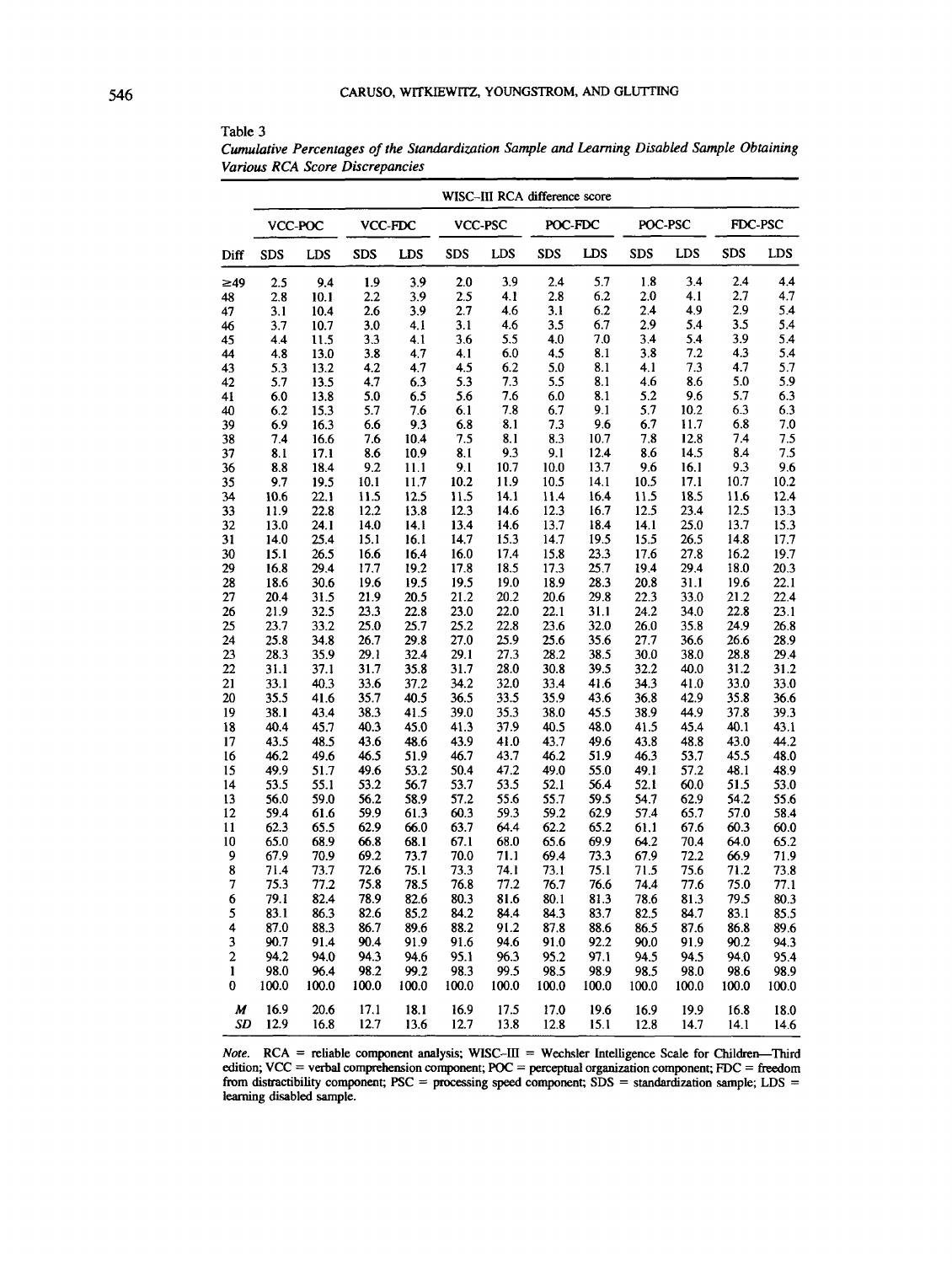Table 3

*Cumulative Percentages of the Standardization Sample and Learning Disabled Sample Obtaining Various RCA Score Discrepancies*

| | WISC–III RCA difference score | | | | | | | | | | | |
|---|---|---|---|---|---|---|---|---|---|---|---|---|
| | VCC-POC | | VCC-FDC | | VCC-PSC | | POC-FDC | | POC-PSC | | FDC-PSC | |
| Diff | SDS | LDS | SDS | LDS | SDS | LDS | SDS | LDS | SDS | LDS | SDS | LDS |
| ≥49 | 2.5 | 9.4 | 1.9 | 3.9 | 2.0 | 3.9 | 2.4 | 5.7 | 1.8 | 3.4 | 2.4 | 4.4 |
| 48 | 2.8 | 10.1 | 2.2 | 3.9 | 2.5 | 4.1 | 2.8 | 6.2 | 2.0 | 4.1 | 2.7 | 4.7 |
| 47 | 3.1 | 10.4 | 2.6 | 3.9 | 2.7 | 4.6 | 3.1 | 6.2 | 2.4 | 4.9 | 2.9 | 5.4 |
| 46 | 3.7 | 10.7 | 3.0 | 4.1 | 3.1 | 4.6 | 3.5 | 6.7 | 2.9 | 5.4 | 3.5 | 5.4 |
| 45 | 4.4 | 11.5 | 3.3 | 4.1 | 3.6 | 5.5 | 4.0 | 7.0 | 3.4 | 5.4 | 3.9 | 5.4 |
| 44 | 4.8 | 13.0 | 3.8 | 4.7 | 4.1 | 6.0 | 4.5 | 8.1 | 3.8 | 7.2 | 4.3 | 5.4 |
| 43 | 5.3 | 13.2 | 4.2 | 4.7 | 4.5 | 6.2 | 5.0 | 8.1 | 4.1 | 7.3 | 4.7 | 5.7 |
| 42 | 5.7 | 13.5 | 4.7 | 6.3 | 5.3 | 7.3 | 5.5 | 8.1 | 4.6 | 8.6 | 5.0 | 5.9 |
| 41 | 6.0 | 13.8 | 5.0 | 6.5 | 5.6 | 7.6 | 6.0 | 8.1 | 5.2 | 9.6 | 5.7 | 6.3 |
| 40 | 6.2 | 15.3 | 5.7 | 7.6 | 6.1 | 7.8 | 6.7 | 9.1 | 5.7 | 10.2 | 6.3 | 6.3 |
| 39 | 6.9 | 16.3 | 6.6 | 9.3 | 6.8 | 8.1 | 7.3 | 9.6 | 6.7 | 11.7 | 6.8 | 7.0 |
| 38 | 7.4 | 16.6 | 7.6 | 10.4 | 7.5 | 8.1 | 8.3 | 10.7 | 7.8 | 12.8 | 7.4 | 7.5 |
| 37 | 8.1 | 17.1 | 8.6 | 10.9 | 8.1 | 9.3 | 9.1 | 12.4 | 8.6 | 14.5 | 8.4 | 7.5 |
| 36 | 8.8 | 18.4 | 9.2 | 11.1 | 9.1 | 10.7 | 10.0 | 13.7 | 9.6 | 16.1 | 9.3 | 9.6 |
| 35 | 9.7 | 19.5 | 10.1 | 11.7 | 10.2 | 11.9 | 10.5 | 14.1 | 10.5 | 17.1 | 10.7 | 10.2 |
| 34 | 10.6 | 22.1 | 11.5 | 12.5 | 11.5 | 14.1 | 11.4 | 16.4 | 11.5 | 18.5 | 11.6 | 12.4 |
| 33 | 11.9 | 22.8 | 12.2 | 13.8 | 12.3 | 14.6 | 12.3 | 16.7 | 12.5 | 23.4 | 12.5 | 13.3 |
| 32 | 13.0 | 24.1 | 14.0 | 14.1 | 13.4 | 14.6 | 13.7 | 18.4 | 14.1 | 25.0 | 13.7 | 15.3 |
| 31 | 14.0 | 25.4 | 15.1 | 16.1 | 14.7 | 15.3 | 14.7 | 19.5 | 15.5 | 26.5 | 14.8 | 17.7 |
| 30 | 15.1 | 26.5 | 16.6 | 16.4 | 16.0 | 17.4 | 15.8 | 23.3 | 17.6 | 27.8 | 16.2 | 19.7 |
| 29 | 16.8 | 29.4 | 17.7 | 19.2 | 17.8 | 18.5 | 17.3 | 25.7 | 19.4 | 29.4 | 18.0 | 20.3 |
| 28 | 18.6 | 30.6 | 19.6 | 19.5 | 19.5 | 19.0 | 18.9 | 28.3 | 20.8 | 31.1 | 19.6 | 22.1 |
| 27 | 20.4 | 31.5 | 21.9 | 20.5 | 21.2 | 20.2 | 20.6 | 29.8 | 22.3 | 33.0 | 21.2 | 22.4 |
| 26 | 21.9 | 32.5 | 23.3 | 22.8 | 23.0 | 22.0 | 22.1 | 31.1 | 24.2 | 34.0 | 22.8 | 23.1 |
| 25 | 23.7 | 33.2 | 25.0 | 25.7 | 25.2 | 22.8 | 23.6 | 32.0 | 26.0 | 35.8 | 24.9 | 26.8 |
| 24 | 25.8 | 34.8 | 26.7 | 29.8 | 27.0 | 25.9 | 25.6 | 35.6 | 27.7 | 36.6 | 26.6 | 28.9 |
| 23 | 28.3 | 35.9 | 29.1 | 32.4 | 29.1 | 27.3 | 28.2 | 38.5 | 30.0 | 38.0 | 28.8 | 29.4 |
| 22 | 31.1 | 37.1 | 31.7 | 35.8 | 31.7 | 28.0 | 30.8 | 39.5 | 32.2 | 40.0 | 31.2 | 31.2 |
| 21 | 33.1 | 40.3 | 33.6 | 37.2 | 34.2 | 32.0 | 33.4 | 41.6 | 34.3 | 41.0 | 33.0 | 33.0 |
| 20 | 35.5 | 41.6 | 35.7 | 40.5 | 36.5 | 33.5 | 35.9 | 43.6 | 36.8 | 42.9 | 35.8 | 36.6 |
| 19 | 38.1 | 43.4 | 38.3 | 41.5 | 39.0 | 35.3 | 38.0 | 45.5 | 38.9 | 44.9 | 37.8 | 39.3 |
| 18 | 40.4 | 45.7 | 40.3 | 45.0 | 41.3 | 37.9 | 40.5 | 48.0 | 41.5 | 45.4 | 40.1 | 43.1 |
| 17 | 43.5 | 48.5 | 43.6 | 48.6 | 43.9 | 41.0 | 43.7 | 49.6 | 43.8 | 48.8 | 43.0 | 44.2 |
| 16 | 46.2 | 49.6 | 46.5 | 51.9 | 46.7 | 43.7 | 46.2 | 51.9 | 46.3 | 53.7 | 45.5 | 48.0 |
| 15 | 49.9 | 51.7 | 49.6 | 53.2 | 50.4 | 47.2 | 49.0 | 55.0 | 49.1 | 57.2 | 48.1 | 48.9 |
| 14 | 53.5 | 55.1 | 53.2 | 56.7 | 53.7 | 53.5 | 52.1 | 56.4 | 52.1 | 60.0 | 51.5 | 53.0 |
| 13 | 56.0 | 59.0 | 56.2 | 58.9 | 57.2 | 55.6 | 55.7 | 59.5 | 54.7 | 62.9 | 54.2 | 55.6 |
| 12 | 59.4 | 61.6 | 59.9 | 61.3 | 60.3 | 59.3 | 59.2 | 62.9 | 57.4 | 65.7 | 57.0 | 58.4 |
| 11 | 62.3 | 65.5 | 62.9 | 66.0 | 63.7 | 64.4 | 62.2 | 65.2 | 61.1 | 67.6 | 60.3 | 60.0 |
| 10 | 65.0 | 68.9 | 66.8 | 68.1 | 67.1 | 68.0 | 65.6 | 69.9 | 64.2 | 70.4 | 64.0 | 65.2 |
| 9 | 67.9 | 70.9 | 69.2 | 73.7 | 70.0 | 71.1 | 69.4 | 73.3 | 67.9 | 72.2 | 66.9 | 71.9 |
| 8 | 71.4 | 73.7 | 72.6 | 75.1 | 73.3 | 74.1 | 73.1 | 75.1 | 71.5 | 75.6 | 71.2 | 73.8 |
| 7 | 75.3 | 77.2 | 75.8 | 78.5 | 76.8 | 77.2 | 76.7 | 76.6 | 74.4 | 77.6 | 75.0 | 77.1 |
| 6 | 79.1 | 82.4 | 78.9 | 82.6 | 80.3 | 81.6 | 80.1 | 81.3 | 78.6 | 81.3 | 79.5 | 80.3 |
| 5 | 83.1 | 86.3 | 82.6 | 85.2 | 84.2 | 84.4 | 84.3 | 83.7 | 82.5 | 84.7 | 83.1 | 85.5 |
| 4 | 87.0 | 88.3 | 86.7 | 89.6 | 88.2 | 91.2 | 87.8 | 88.6 | 86.5 | 87.6 | 86.8 | 89.6 |
| 3 | 90.7 | 91.4 | 90.4 | 91.9 | 91.6 | 94.6 | 91.0 | 92.2 | 90.0 | 91.9 | 90.2 | 94.3 |
| 2 | 94.2 | 94.0 | 94.3 | 94.6 | 95.1 | 96.3 | 95.2 | 97.1 | 94.5 | 94.5 | 94.0 | 95.4 |
| 1 | 98.0 | 96.4 | 98.2 | 99.2 | 98.3 | 99.5 | 98.5 | 98.9 | 98.5 | 98.0 | 98.6 | 98.9 |
| 0 | 100.0 | 100.0 | 100.0 | 100.0 | 100.0 | 100.0 | 100.0 | 100.0 | 100.0 | 100.0 | 100.0 | 100.0 |
| *M* | 16.9 | 20.6 | 17.1 | 18.1 | 16.9 | 17.5 | 17.0 | 19.6 | 16.9 | 19.9 | 16.8 | 18.0 |
| *SD* | 12.9 | 16.8 | 12.7 | 13.6 | 12.7 | 13.8 | 12.8 | 15.1 | 12.8 | 14.7 | 14.1 | 14.6 |

*Note.* RCA = reliable component analysis; WISC–III = Wechsler Intelligence Scale for Children—Third edition; VCC = verbal comprehension component; POC = perceptual organization component; FDC = freedom from distractibility component; PSC = processing speed component; SDS = standardization sample; LDS = learning disabled sample.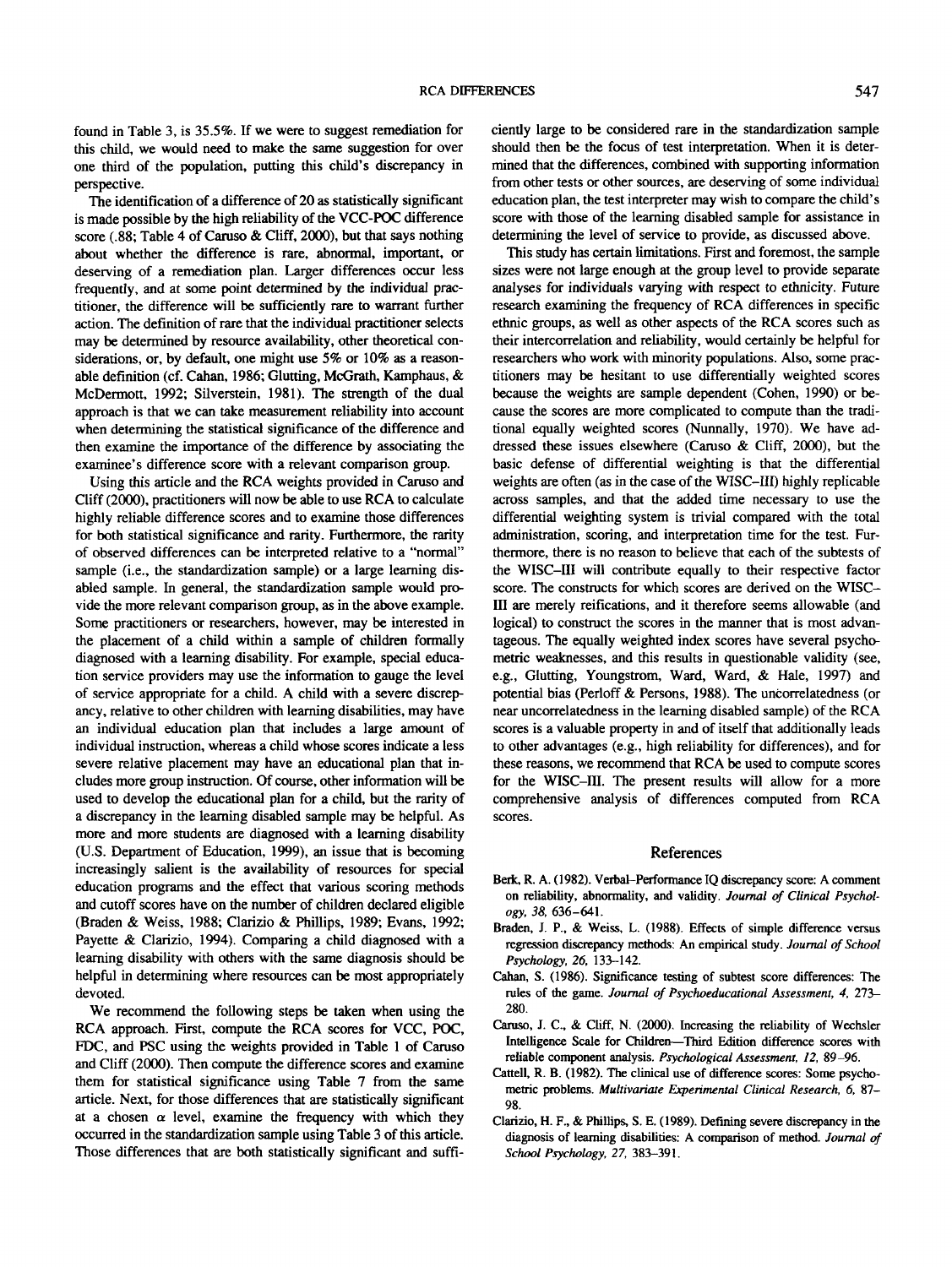found in Table 3, is 35.5%. If we were to suggest remediation for this child, we would need to make the same suggestion for over one third of the population, putting this child's discrepancy in perspective.

The identification of a difference of 20 as statistically significant is made possible by the high reliability of the VCC-POC difference score (.88; Table 4 of Caruso & Cliff, 2000), but that says nothing about whether the difference is rare, abnormal, important, or deserving of a remediation plan. Larger differences occur less frequently, and at some point determined by the individual practitioner, the difference will be sufficiently rare to warrant further action. The definition of rare that the individual practitioner selects may be determined by resource availability, other theoretical considerations, or, by default, one might use 5% or 10% as a reasonable definition (cf. Cahan, 1986; Glutting, McGrath, Kamphaus, & McDermott, 1992; Silverstein, 1981). The strength of the dual approach is that we can take measurement reliability into account when determining the statistical significance of the difference and then examine the importance of the difference by associating the examinee's difference score with a relevant comparison group.

Using this article and the RCA weights provided in Caruso and Cliff (2000), practitioners will now be able to use RCA to calculate highly reliable difference scores and to examine those differences for both statistical significance and rarity. Furthermore, the rarity of observed differences can be interpreted relative to a "normal" sample (i.e., the standardization sample) or a large learning disabled sample. In general, the standardization sample would provide the more relevant comparison group, as in the above example. Some practitioners or researchers, however, may be interested in the placement of a child within a sample of children formally diagnosed with a learning disability. For example, special education service providers may use the information to gauge the level of service appropriate for a child. A child with a severe discrepancy, relative to other children with learning disabilities, may have an individual education plan that includes a large amount of individual instruction, whereas a child whose scores indicate a less severe relative placement may have an educational plan that includes more group instruction. Of course, other information will be used to develop the educational plan for a child, but the rarity of a discrepancy in the learning disabled sample may be helpful. As more and more students are diagnosed with a learning disability (U.S. Department of Education, 1999), an issue that is becoming increasingly salient is the availability of resources for special education programs and the effect that various scoring methods and cutoff scores have on the number of children declared eligible (Braden & Weiss, 1988; Clarizio & Phillips, 1989; Evans, 1992; Payette & Clarizio, 1994). Comparing a child diagnosed with a learning disability with others with the same diagnosis should be helpful in determining where resources can be most appropriately devoted.

We recommend the following steps be taken when using the RCA approach. First, compute the RCA scores for VCC, POC, FDC, and PSC using the weights provided in Table 1 of Caruso and Cliff (2000). Then compute the difference scores and examine them for statistical significance using Table 7 from the same article. Next, for those differences that are statistically significant at a chosen $\alpha$ level, examine the frequency with which they occurred in the standardization sample using Table 3 of this article. Those differences that are both statistically significant and sufficiently large to be considered rare in the standardization sample should then be the focus of test interpretation. When it is determined that the differences, combined with supporting information from other tests or other sources, are deserving of some individual education plan, the test interpreter may wish to compare the child's score with those of the learning disabled sample for assistance in determining the level of service to provide, as discussed above.

This study has certain limitations. First and foremost, the sample sizes were not large enough at the group level to provide separate analyses for individuals varying with respect to ethnicity. Future research examining the frequency of RCA differences in specific ethnic groups, as well as other aspects of the RCA scores such as their intercorrelation and reliability, would certainly be helpful for researchers who work with minority populations. Also, some practitioners may be hesitant to use differentially weighted scores because the weights are sample dependent (Cohen, 1990) or because the scores are more complicated to compute than the traditional equally weighted scores (Nunnally, 1970). We have addressed these issues elsewhere (Caruso & Cliff, 2000), but the basic defense of differential weighting is that the differential weights are often (as in the case of the WISC–III) highly replicable across samples, and that the added time necessary to use the differential weighting system is trivial compared with the total administration, scoring, and interpretation time for the test. Furthermore, there is no reason to believe that each of the subtests of the WISC–III will contribute equally to their respective factor score. The constructs for which scores are derived on the WISC–III are merely reifications, and it therefore seems allowable (and logical) to construct the scores in the manner that is most advantageous. The equally weighted index scores have several psychometric weaknesses, and this results in questionable validity (see, e.g., Glutting, Youngstrom, Ward, Ward, & Hale, 1997) and potential bias (Perloff & Persons, 1988). The uncorrelatedness (or near uncorrelatedness in the learning disabled sample) of the RCA scores is a valuable property in and of itself that additionally leads to other advantages (e.g., high reliability for differences), and for these reasons, we recommend that RCA be used to compute scores for the WISC–III. The present results will allow for a more comprehensive analysis of differences computed from RCA scores.

## References

Berk, R. A. (1982). Verbal–Performance IQ discrepancy score: A comment on reliability, abnormality, and validity. *Journal of Clinical Psychology, 38,* 636–641.

Braden, J. P., & Weiss, L. (1988). Effects of simple difference versus regression discrepancy methods: An empirical study. *Journal of School Psychology, 26,* 133–142.

Cahan, S. (1986). Significance testing of subtest score differences: The rules of the game. *Journal of Psychoeducational Assessment, 4,* 273–280.

Caruso, J. C., & Cliff, N. (2000). Increasing the reliability of Wechsler Intelligence Scale for Children—Third Edition difference scores with reliable component analysis. *Psychological Assessment, 12,* 89–96.

Cattell, R. B. (1982). The clinical use of difference scores: Some psychometric problems. *Multivariate Experimental Clinical Research, 6,* 87–98.

Clarizio, H. F., & Phillips, S. E. (1989). Defining severe discrepancy in the diagnosis of learning disabilities: A comparison of method. *Journal of School Psychology, 27,* 383–391.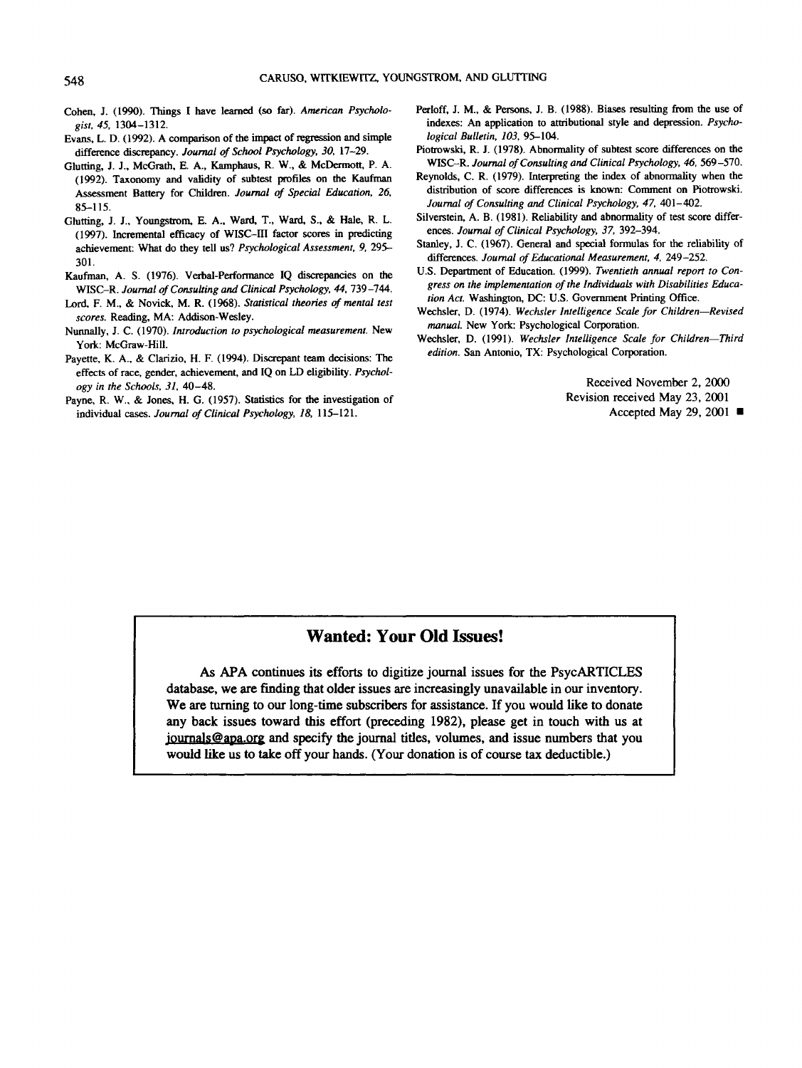Cohen, J. (1990). Things I have learned (so far). *American Psychologist, 45,* 1304–1312.

Evans, L. D. (1992). A comparison of the impact of regression and simple difference discrepancy. *Journal of School Psychology, 30,* 17–29.

Glutting, J. J., McGrath, E. A., Kamphaus, R. W., & McDermott, P. A. (1992). Taxonomy and validity of subtest profiles on the Kaufman Assessment Battery for Children. *Journal of Special Education, 26,* 85–115.

Glutting, J. J., Youngstrom, E. A., Ward, T., Ward, S., & Hale, R. L. (1997). Incremental efficacy of WISC–III factor scores in predicting achievement: What do they tell us? *Psychological Assessment, 9,* 295–301.

Kaufman, A. S. (1976). Verbal-Performance IQ discrepancies on the WISC–R. *Journal of Consulting and Clinical Psychology, 44,* 739–744.

Lord, F. M., & Novick, M. R. (1968). *Statistical theories of mental test scores.* Reading, MA: Addison-Wesley.

Nunnally, J. C. (1970). *Introduction to psychological measurement.* New York: McGraw-Hill.

Payette, K. A., & Clarizio, H. F. (1994). Discrepant team decisions: The effects of race, gender, achievement, and IQ on LD eligibility. *Psychology in the Schools, 31,* 40–48.

Payne, R. W., & Jones, H. G. (1957). Statistics for the investigation of individual cases. *Journal of Clinical Psychology, 18,* 115–121.

Perloff, J. M., & Persons, J. B. (1988). Biases resulting from the use of indexes: An application to attributional style and depression. *Psychological Bulletin, 103,* 95–104.

Piotrowski, R. J. (1978). Abnormality of subtest score differences on the WISC–R. *Journal of Consulting and Clinical Psychology, 46,* 569–570.

Reynolds, C. R. (1979). Interpreting the index of abnormality when the distribution of score differences is known: Comment on Piotrowski. *Journal of Consulting and Clinical Psychology, 47,* 401–402.

Silverstein, A. B. (1981). Reliability and abnormality of test score differences. *Journal of Clinical Psychology, 37,* 392–394.

Stanley, J. C. (1967). General and special formulas for the reliability of differences. *Journal of Educational Measurement, 4,* 249–252.

U.S. Department of Education. (1999). *Twentieth annual report to Congress on the implementation of the Individuals with Disabilities Education Act.* Washington, DC: U.S. Government Printing Office.

Wechsler, D. (1974). *Wechsler Intelligence Scale for Children—Revised manual.* New York: Psychological Corporation.

Wechsler, D. (1991). *Wechsler Intelligence Scale for Children—Third edition.* San Antonio, TX: Psychological Corporation.

Received November 2, 2000
Revision received May 23, 2001
Accepted May 29, 2001 ■

## Wanted: Your Old Issues!

As APA continues its efforts to digitize journal issues for the PsycARTICLES database, we are finding that older issues are increasingly unavailable in our inventory. We are turning to our long-time subscribers for assistance. If you would like to donate any back issues toward this effort (preceding 1982), please get in touch with us at journals@apa.org and specify the journal titles, volumes, and issue numbers that you would like us to take off your hands. (Your donation is of course tax deductible.)